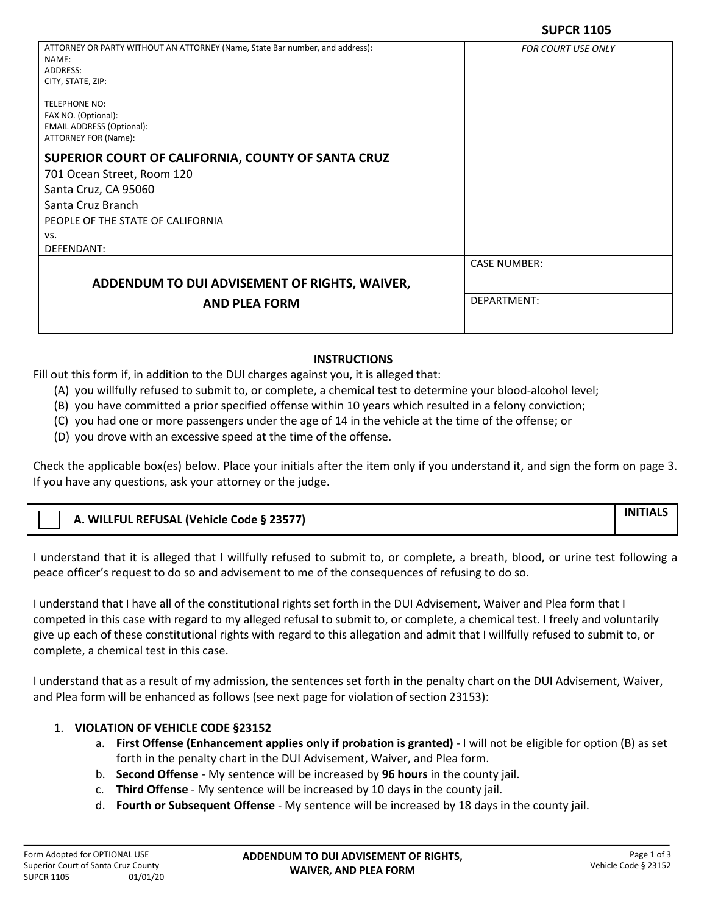**SUPCR 1105**

| ATTORNEY OR PARTY WITHOUT AN ATTORNEY (Name, State Bar number, and address): NAME: ADDRESS: CITY, STATE, ZIP: TELEPHONE NO: FAX NO. (Optional): EMAIL ADDRESS (Optional): ATTORNEY FOR (Name): | *FOR COURT USE ONLY* |
|---|---|
| **SUPERIOR COURT OF CALIFORNIA, COUNTY OF SANTA CRUZ** 701 Ocean Street, Room 120 Santa Cruz, CA 95060 Santa Cruz Branch | |
| PEOPLE OF THE STATE OF CALIFORNIA vs. DEFENDANT: | |
| **ADDENDUM TO DUI ADVISEMENT OF RIGHTS, WAIVER, AND PLEA FORM** | CASE NUMBER: |
| | DEPARTMENT: |

## INSTRUCTIONS

Fill out this form if, in addition to the DUI charges against you, it is alleged that:

(A) you willfully refused to submit to, or complete, a chemical test to determine your blood-alcohol level;
(B) you have committed a prior specified offense within 10 years which resulted in a felony conviction;
(C) you had one or more passengers under the age of 14 in the vehicle at the time of the offense; or
(D) you drove with an excessive speed at the time of the offense.

Check the applicable box(es) below. Place your initials after the item only if you understand it, and sign the form on page 3. If you have any questions, ask your attorney or the judge.

| ☐ **A. WILLFUL REFUSAL (Vehicle Code § 23577)** | **INITIALS** |
|---|---|

I understand that it is alleged that I willfully refused to submit to, or complete, a breath, blood, or urine test following a peace officer's request to do so and advisement to me of the consequences of refusing to do so.

I understand that I have all of the constitutional rights set forth in the DUI Advisement, Waiver and Plea form that I competed in this case with regard to my alleged refusal to submit to, or complete, a chemical test. I freely and voluntarily give up each of these constitutional rights with regard to this allegation and admit that I willfully refused to submit to, or complete, a chemical test in this case.

I understand that as a result of my admission, the sentences set forth in the penalty chart on the DUI Advisement, Waiver, and Plea form will be enhanced as follows (see next page for violation of section 23153):

1. **VIOLATION OF VEHICLE CODE §23152**
   a. **First Offense (Enhancement applies only if probation is granted)** - I will not be eligible for option (B) as set forth in the penalty chart in the DUI Advisement, Waiver, and Plea form.
   b. **Second Offense** - My sentence will be increased by **96 hours** in the county jail.
   c. **Third Offense** - My sentence will be increased by 10 days in the county jail.
   d. **Fourth or Subsequent Offense** - My sentence will be increased by 18 days in the county jail.

Form Adopted for OPTIONAL USE
Superior Court of Santa Cruz County
SUPCR 1105 01/01/20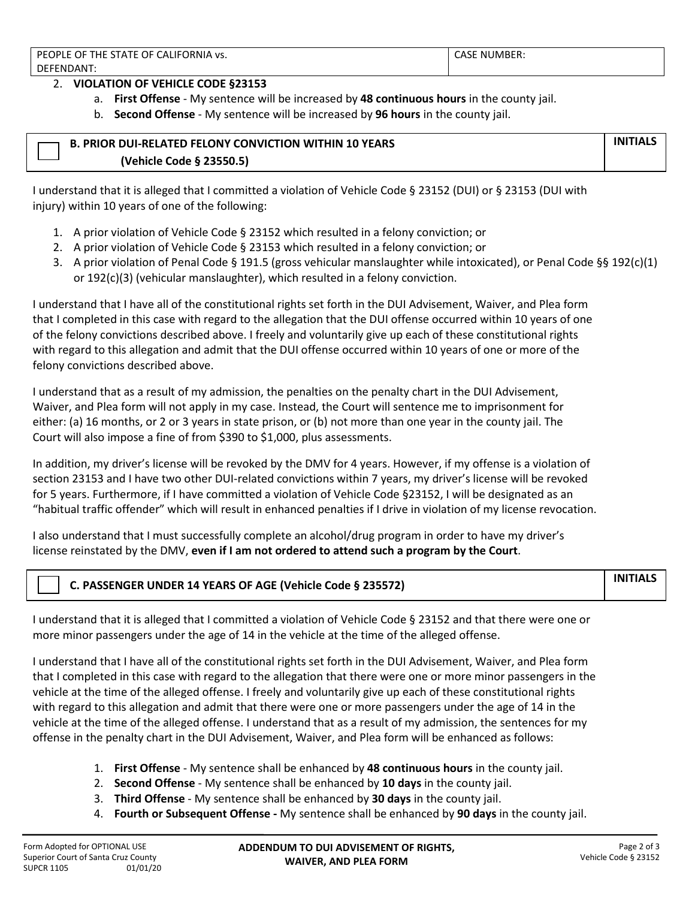| PEOPLE OF THE STATE OF CALIFORNIA vs. DEFENDANT: | CASE NUMBER: |
|---|---|

2. **VIOLATION OF VEHICLE CODE §23153**
   a. **First Offense** - My sentence will be increased by **48 continuous hours** in the county jail.
   b. **Second Offense** - My sentence will be increased by **96 hours** in the county jail.

| ☐ **B. PRIOR DUI-RELATED FELONY CONVICTION WITHIN 10 YEARS (Vehicle Code § 23550.5)** | **INITIALS** |
|---|---|

I understand that it is alleged that I committed a violation of Vehicle Code § 23152 (DUI) or § 23153 (DUI with injury) within 10 years of one of the following:

1. A prior violation of Vehicle Code § 23152 which resulted in a felony conviction; or
2. A prior violation of Vehicle Code § 23153 which resulted in a felony conviction; or
3. A prior violation of Penal Code § 191.5 (gross vehicular manslaughter while intoxicated), or Penal Code §§ 192(c)(1) or 192(c)(3) (vehicular manslaughter), which resulted in a felony conviction.

I understand that I have all of the constitutional rights set forth in the DUI Advisement, Waiver, and Plea form that I completed in this case with regard to the allegation that the DUI offense occurred within 10 years of one of the felony convictions described above. I freely and voluntarily give up each of these constitutional rights with regard to this allegation and admit that the DUI offense occurred within 10 years of one or more of the felony convictions described above.

I understand that as a result of my admission, the penalties on the penalty chart in the DUI Advisement, Waiver, and Plea form will not apply in my case. Instead, the Court will sentence me to imprisonment for either: (a) 16 months, or 2 or 3 years in state prison, or (b) not more than one year in the county jail. The Court will also impose a fine of from $390 to $1,000, plus assessments.

In addition, my driver's license will be revoked by the DMV for 4 years. However, if my offense is a violation of section 23153 and I have two other DUI-related convictions within 7 years, my driver's license will be revoked for 5 years. Furthermore, if I have committed a violation of Vehicle Code §23152, I will be designated as an "habitual traffic offender" which will result in enhanced penalties if I drive in violation of my license revocation.

I also understand that I must successfully complete an alcohol/drug program in order to have my driver's license reinstated by the DMV, **even if I am not ordered to attend such a program by the Court**.

| ☐ **C. PASSENGER UNDER 14 YEARS OF AGE (Vehicle Code § 235572)** | **INITIALS** |
|---|---|

I understand that it is alleged that I committed a violation of Vehicle Code § 23152 and that there were one or more minor passengers under the age of 14 in the vehicle at the time of the alleged offense.

I understand that I have all of the constitutional rights set forth in the DUI Advisement, Waiver, and Plea form that I completed in this case with regard to the allegation that there were one or more minor passengers in the vehicle at the time of the alleged offense. I freely and voluntarily give up each of these constitutional rights with regard to this allegation and admit that there were one or more passengers under the age of 14 in the vehicle at the time of the alleged offense. I understand that as a result of my admission, the sentences for my offense in the penalty chart in the DUI Advisement, Waiver, and Plea form will be enhanced as follows:

1. **First Offense** - My sentence shall be enhanced by **48 continuous hours** in the county jail.
2. **Second Offense** - My sentence shall be enhanced by **10 days** in the county jail.
3. **Third Offense** - My sentence shall be enhanced by **30 days** in the county jail.
4. **Fourth or Subsequent Offense -** My sentence shall be enhanced by **90 days** in the county jail.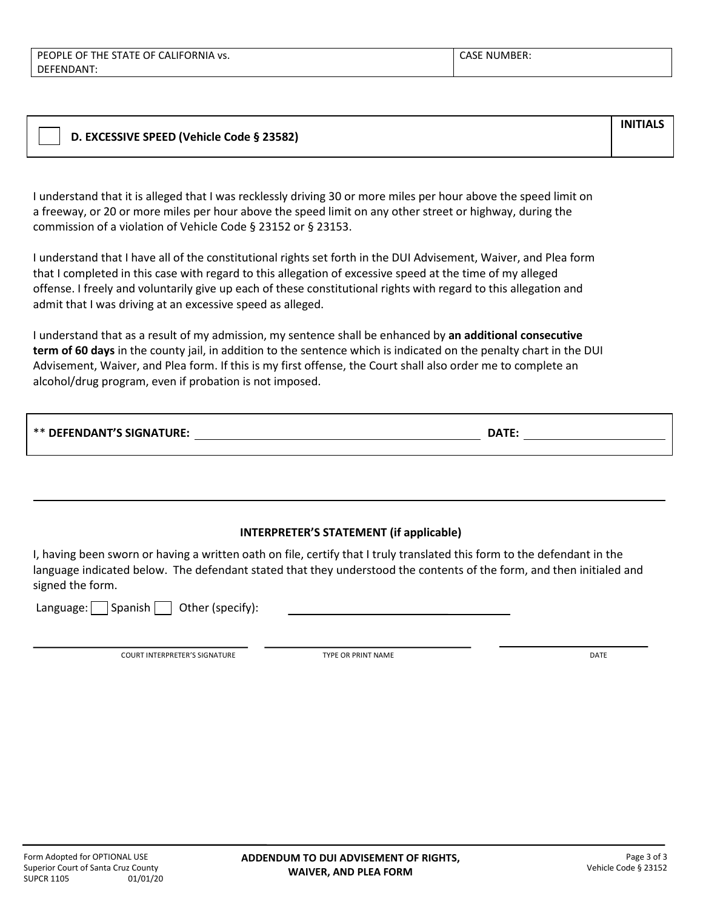| PEOPLE OF THE STATE OF CALIFORNIA vs. DEFENDANT: | CASE NUMBER: |
| --- | --- |

| | |
| --- | --- |
| ☐ **D. EXCESSIVE SPEED (Vehicle Code § 23582)** | **INITIALS** |

I understand that it is alleged that I was recklessly driving 30 or more miles per hour above the speed limit on a freeway, or 20 or more miles per hour above the speed limit on any other street or highway, during the commission of a violation of Vehicle Code § 23152 or § 23153.

I understand that I have all of the constitutional rights set forth in the DUI Advisement, Waiver, and Plea form that I completed in this case with regard to this allegation of excessive speed at the time of my alleged offense. I freely and voluntarily give up each of these constitutional rights with regard to this allegation and admit that I was driving at an excessive speed as alleged.

I understand that as a result of my admission, my sentence shall be enhanced by **an additional consecutive term of 60 days** in the county jail, in addition to the sentence which is indicated on the penalty chart in the DUI Advisement, Waiver, and Plea form. If this is my first offense, the Court shall also order me to complete an alcohol/drug program, even if probation is not imposed.

** **DEFENDANT'S SIGNATURE:** ______________________________ **DATE:** ______________

---

**INTERPRETER'S STATEMENT (if applicable)**

I, having been sworn or having a written oath on file, certify that I truly translated this form to the defendant in the language indicated below. The defendant stated that they understood the contents of the form, and then initialed and signed the form.

Language: ☐ Spanish ☐ Other (specify): ______________________________

______________________________ ______________________________ ______________________

COURT INTERPRETER'S SIGNATURE TYPE OR PRINT NAME DATE

Form Adopted for OPTIONAL USE
Superior Court of Santa Cruz County
SUPCR 1105 01/01/20

**ADDENDUM TO DUI ADVISEMENT OF RIGHTS, WAIVER, AND PLEA FORM**

Vehicle Code § 23152